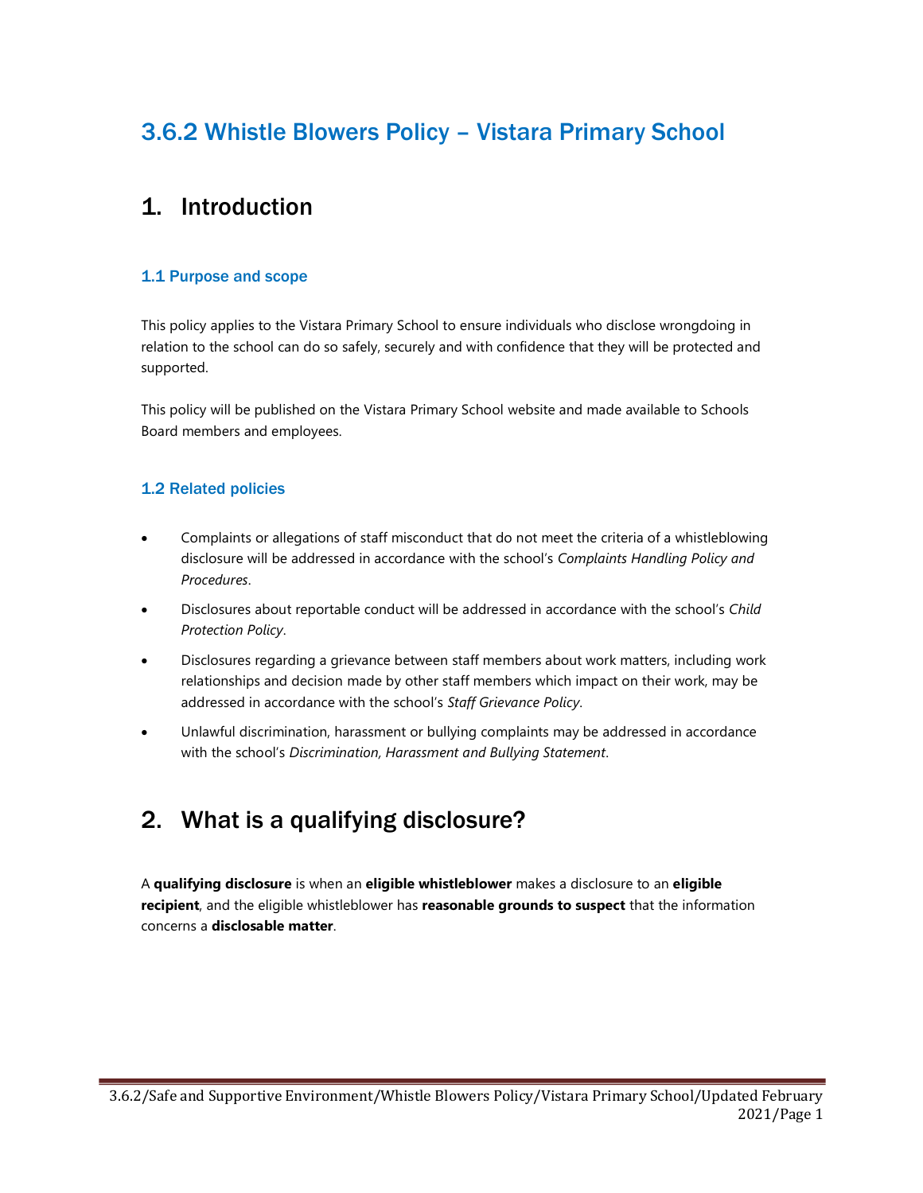# 3.6.2 Whistle Blowers Policy – Vistara Primary School

## 1. Introduction

### 1.1 Purpose and scope

This policy applies to the Vistara Primary School to ensure individuals who disclose wrongdoing in relation to the school can do so safely, securely and with confidence that they will be protected and supported.

This policy will be published on the Vistara Primary School website and made available to Schools Board members and employees.

### 1.2 Related policies

- Complaints or allegations of staff misconduct that do not meet the criteria of a whistleblowing disclosure will be addressed in accordance with the school's *Complaints Handling Policy and Procedures*.
- Disclosures about reportable conduct will be addressed in accordance with the school's *Child Protection Policy*.
- Disclosures regarding a grievance between staff members about work matters, including work relationships and decision made by other staff members which impact on their work, may be addressed in accordance with the school's *Staff Grievance Policy*.
- Unlawful discrimination, harassment or bullying complaints may be addressed in accordance with the school's *Discrimination, Harassment and Bullying Statement*.

## 2. What is a qualifying disclosure?

A **qualifying disclosure** is when an **eligible whistleblower** makes a disclosure to an **eligible recipient**, and the eligible whistleblower has **reasonable grounds to suspect** that the information concerns a **disclosable matter**.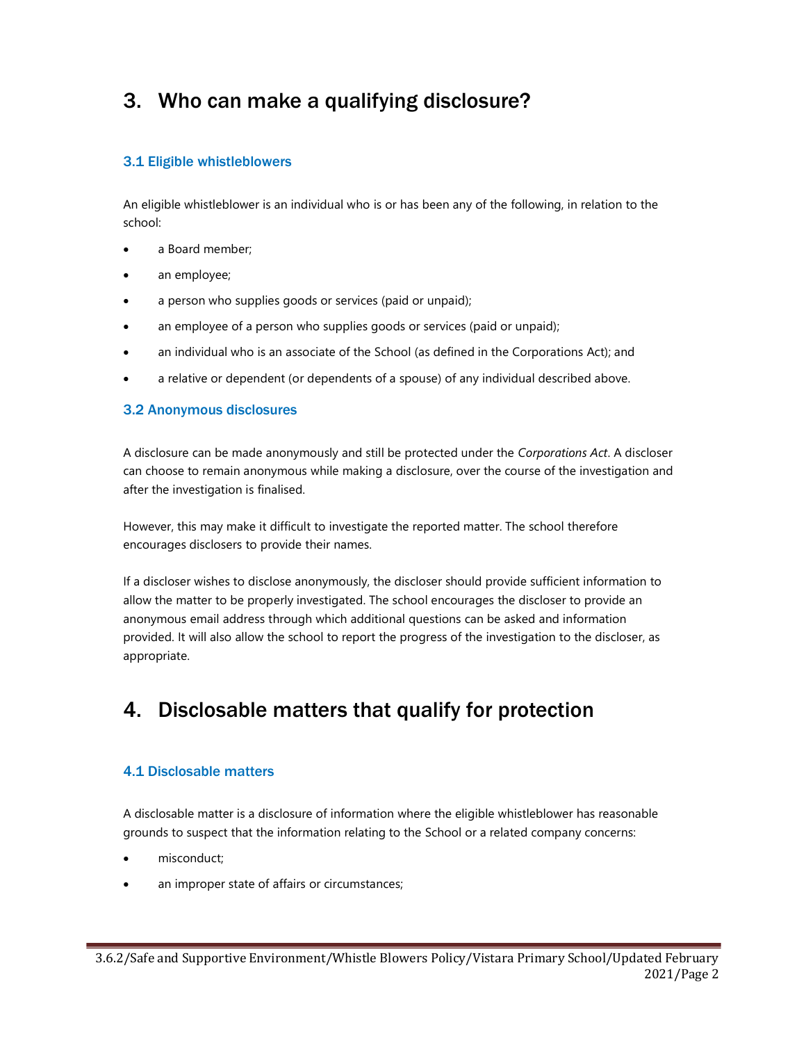# 3. Who can make a qualifying disclosure?

### 3.1 Eligible whistleblowers

An eligible whistleblower is an individual who is or has been any of the following, in relation to the school:

- a Board member;
- an employee;
- a person who supplies goods or services (paid or unpaid);
- an employee of a person who supplies goods or services (paid or unpaid);
- an individual who is an associate of the School (as defined in the Corporations Act); and
- a relative or dependent (or dependents of a spouse) of any individual described above.

### 3.2 Anonymous disclosures

A disclosure can be made anonymously and still be protected under the *Corporations Act*. A discloser can choose to remain anonymous while making a disclosure, over the course of the investigation and after the investigation is finalised.

However, this may make it difficult to investigate the reported matter. The school therefore encourages disclosers to provide their names.

If a discloser wishes to disclose anonymously, the discloser should provide sufficient information to allow the matter to be properly investigated. The school encourages the discloser to provide an anonymous email address through which additional questions can be asked and information provided. It will also allow the school to report the progress of the investigation to the discloser, as appropriate.

# 4. Disclosable matters that qualify for protection

### 4.1 Disclosable matters

A disclosable matter is a disclosure of information where the eligible whistleblower has reasonable grounds to suspect that the information relating to the School or a related company concerns:

- misconduct;
- an improper state of affairs or circumstances;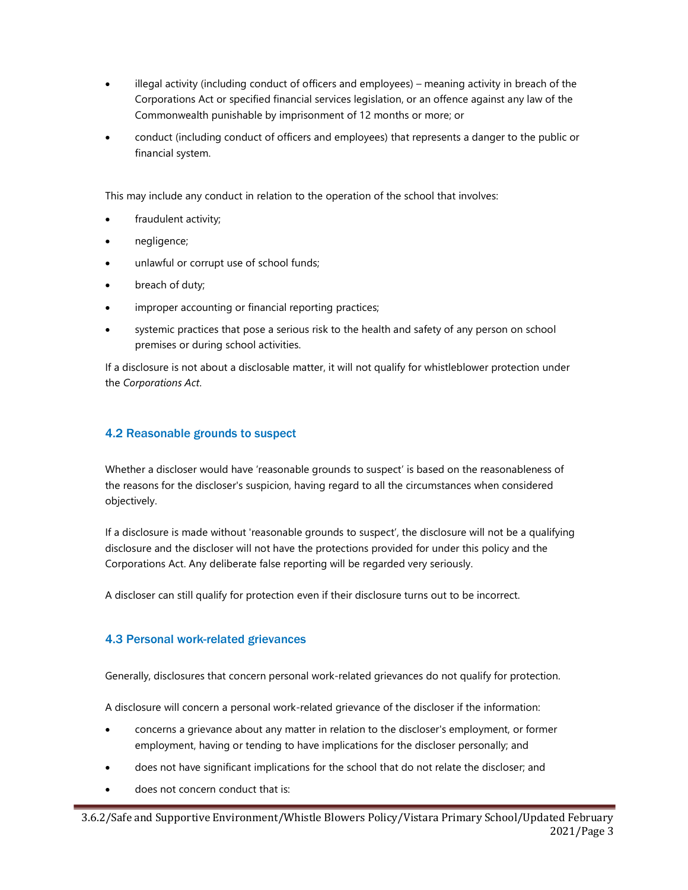- illegal activity (including conduct of officers and employees) – meaning activity in breach of the Corporations Act or specified financial services legislation, or an offence against any law of the Commonwealth punishable by imprisonment of 12 months or more; or
- conduct (including conduct of officers and employees) that represents a danger to the public or financial system.

This may include any conduct in relation to the operation of the school that involves:

- fraudulent activity;
- negligence;
- unlawful or corrupt use of school funds;
- breach of duty;
- improper accounting or financial reporting practices;
- systemic practices that pose a serious risk to the health and safety of any person on school premises or during school activities.

If a disclosure is not about a disclosable matter, it will not qualify for whistleblower protection under the *Corporations Act*.

### 4.2 Reasonable grounds to suspect

Whether a discloser would have 'reasonable grounds to suspect' is based on the reasonableness of the reasons for the discloser's suspicion, having regard to all the circumstances when considered objectively.

If a disclosure is made without 'reasonable grounds to suspect', the disclosure will not be a qualifying disclosure and the discloser will not have the protections provided for under this policy and the Corporations Act. Any deliberate false reporting will be regarded very seriously.

A discloser can still qualify for protection even if their disclosure turns out to be incorrect.

### 4.3 Personal work-related grievances

Generally, disclosures that concern personal work-related grievances do not qualify for protection.

A disclosure will concern a personal work-related grievance of the discloser if the information:

- concerns a grievance about any matter in relation to the discloser's employment, or former employment, having or tending to have implications for the discloser personally; and
- does not have significant implications for the school that do not relate the discloser; and
- does not concern conduct that is: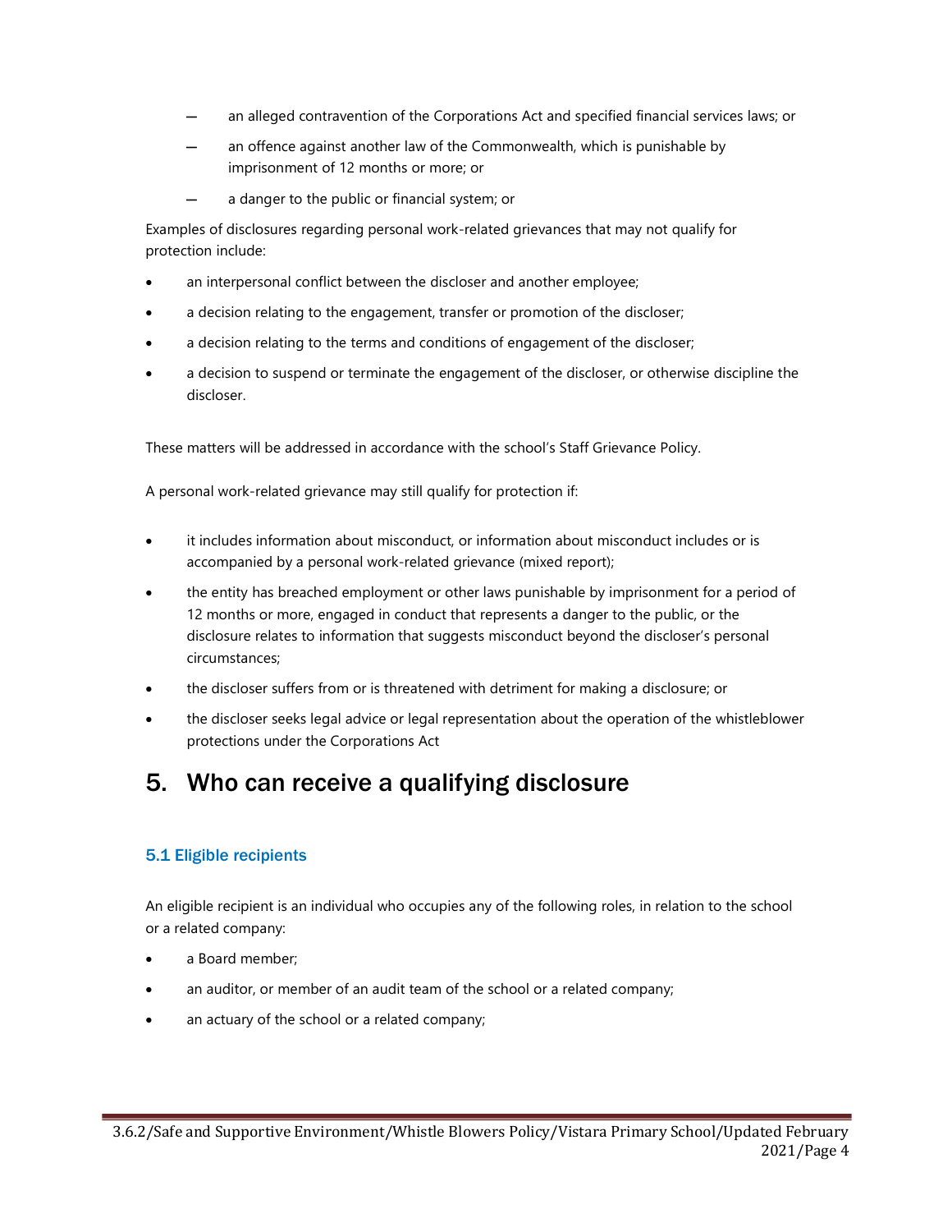- an alleged contravention of the Corporations Act and specified financial services laws; or
- an offence against another law of the Commonwealth, which is punishable by imprisonment of 12 months or more; or
- a danger to the public or financial system; or

Examples of disclosures regarding personal work-related grievances that may not qualify for protection include:

- an interpersonal conflict between the discloser and another employee;
- a decision relating to the engagement, transfer or promotion of the discloser;
- a decision relating to the terms and conditions of engagement of the discloser;
- a decision to suspend or terminate the engagement of the discloser, or otherwise discipline the discloser.

These matters will be addressed in accordance with the school's Staff Grievance Policy.

A personal work-related grievance may still qualify for protection if:

- it includes information about misconduct, or information about misconduct includes or is accompanied by a personal work-related grievance (mixed report);
- the entity has breached employment or other laws punishable by imprisonment for a period of 12 months or more, engaged in conduct that represents a danger to the public, or the disclosure relates to information that suggests misconduct beyond the discloser's personal circumstances;
- the discloser suffers from or is threatened with detriment for making a disclosure; or
- the discloser seeks legal advice or legal representation about the operation of the whistleblower protections under the Corporations Act

# 5. Who can receive a qualifying disclosure

## 5.1 Eligible recipients

An eligible recipient is an individual who occupies any of the following roles, in relation to the school or a related company:

- a Board member;
- an auditor, or member of an audit team of the school or a related company;
- an actuary of the school or a related company;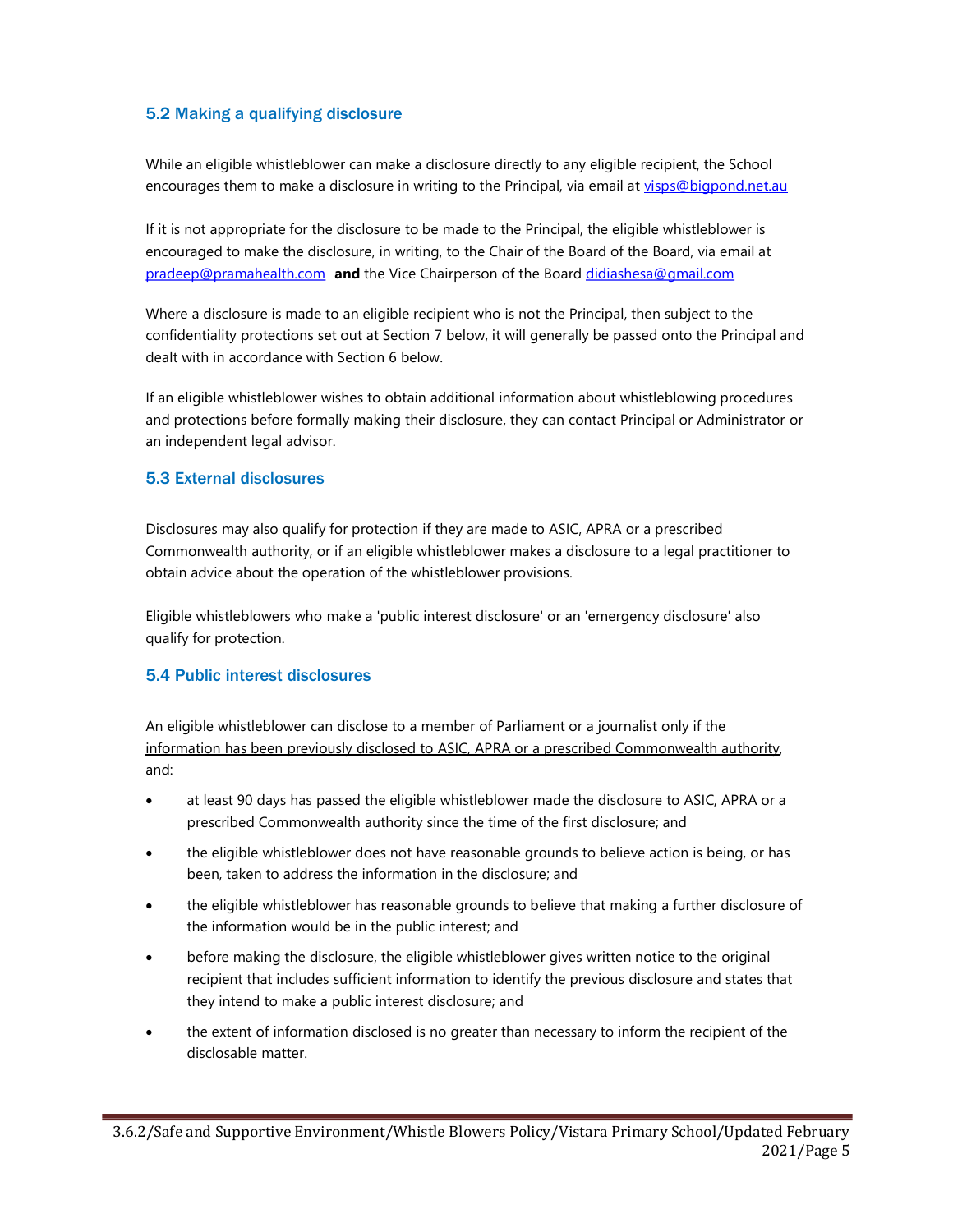## 5.2 Making a qualifying disclosure

While an eligible whistleblower can make a disclosure directly to any eligible recipient, the School encourages them to make a disclosure in writing to the Principal, via email at visps@bigpond.net.au

If it is not appropriate for the disclosure to be made to the Principal, the eligible whistleblower is encouraged to make the disclosure, in writing, to the Chair of the Board of the Board, via email at pradeep@pramahealth.com **and** the Vice Chairperson of the Board didiashesa@gmail.com

Where a disclosure is made to an eligible recipient who is not the Principal, then subject to the confidentiality protections set out at Section 7 below, it will generally be passed onto the Principal and dealt with in accordance with Section 6 below.

If an eligible whistleblower wishes to obtain additional information about whistleblowing procedures and protections before formally making their disclosure, they can contact Principal or Administrator or an independent legal advisor.

## 5.3 External disclosures

Disclosures may also qualify for protection if they are made to ASIC, APRA or a prescribed Commonwealth authority, or if an eligible whistleblower makes a disclosure to a legal practitioner to obtain advice about the operation of the whistleblower provisions.

Eligible whistleblowers who make a 'public interest disclosure' or an 'emergency disclosure' also qualify for protection.

## 5.4 Public interest disclosures

An eligible whistleblower can disclose to a member of Parliament or a journalist <u>only if the information has been previously disclosed to ASIC, APRA or a prescribed Commonwealth authority</u>, and:

- at least 90 days has passed the eligible whistleblower made the disclosure to ASIC, APRA or a prescribed Commonwealth authority since the time of the first disclosure; and
- the eligible whistleblower does not have reasonable grounds to believe action is being, or has been, taken to address the information in the disclosure; and
- the eligible whistleblower has reasonable grounds to believe that making a further disclosure of the information would be in the public interest; and
- before making the disclosure, the eligible whistleblower gives written notice to the original recipient that includes sufficient information to identify the previous disclosure and states that they intend to make a public interest disclosure; and
- the extent of information disclosed is no greater than necessary to inform the recipient of the disclosable matter.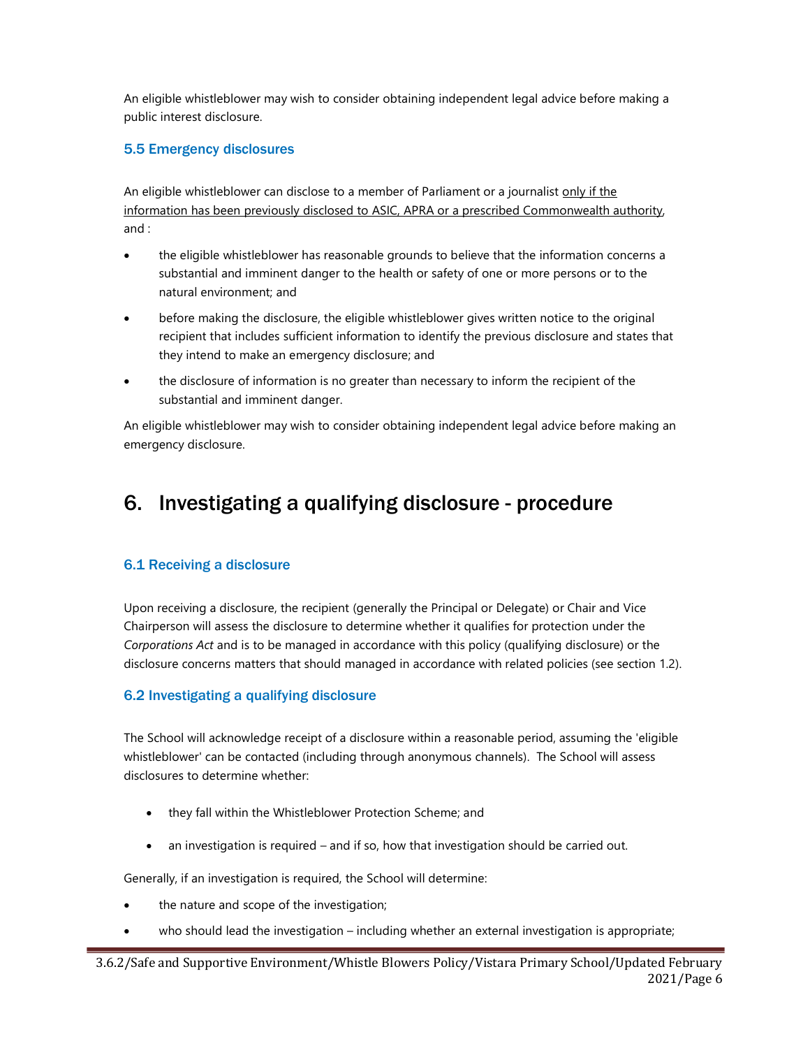An eligible whistleblower may wish to consider obtaining independent legal advice before making a public interest disclosure.

### 5.5 Emergency disclosures

An eligible whistleblower can disclose to a member of Parliament or a journalist <u>only if the information has been previously disclosed to ASIC, APRA or a prescribed Commonwealth authority</u>, and :

- the eligible whistleblower has reasonable grounds to believe that the information concerns a substantial and imminent danger to the health or safety of one or more persons or to the natural environment; and
- before making the disclosure, the eligible whistleblower gives written notice to the original recipient that includes sufficient information to identify the previous disclosure and states that they intend to make an emergency disclosure; and
- the disclosure of information is no greater than necessary to inform the recipient of the substantial and imminent danger.

An eligible whistleblower may wish to consider obtaining independent legal advice before making an emergency disclosure.

## 6. Investigating a qualifying disclosure - procedure

### 6.1 Receiving a disclosure

Upon receiving a disclosure, the recipient (generally the Principal or Delegate) or Chair and Vice Chairperson will assess the disclosure to determine whether it qualifies for protection under the *Corporations Act* and is to be managed in accordance with this policy (qualifying disclosure) or the disclosure concerns matters that should managed in accordance with related policies (see section 1.2).

### 6.2 Investigating a qualifying disclosure

The School will acknowledge receipt of a disclosure within a reasonable period, assuming the 'eligible whistleblower' can be contacted (including through anonymous channels). The School will assess disclosures to determine whether:

- they fall within the Whistleblower Protection Scheme; and
- an investigation is required – and if so, how that investigation should be carried out.

Generally, if an investigation is required, the School will determine:

- the nature and scope of the investigation;
- who should lead the investigation – including whether an external investigation is appropriate;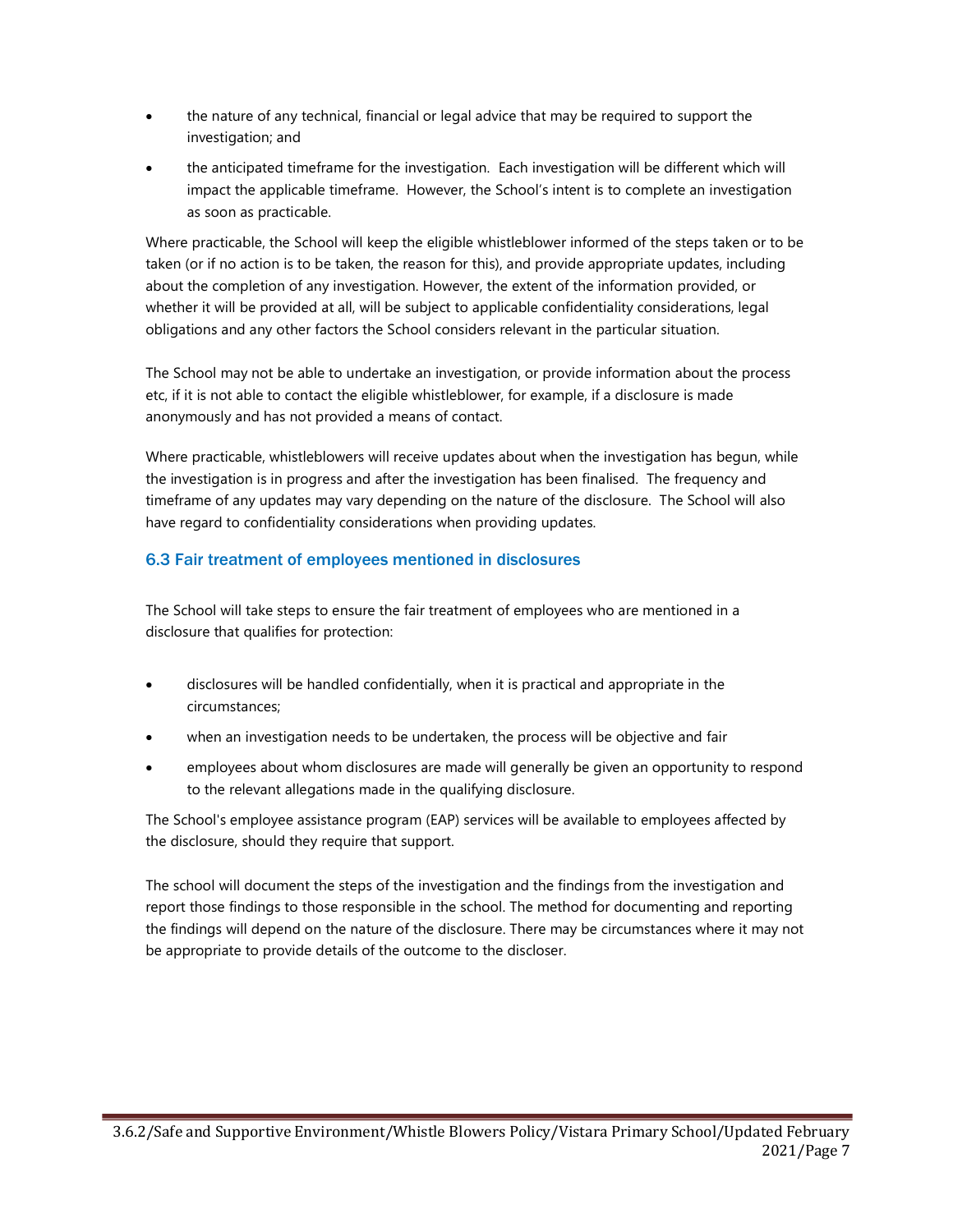- the nature of any technical, financial or legal advice that may be required to support the investigation; and
- the anticipated timeframe for the investigation. Each investigation will be different which will impact the applicable timeframe. However, the School's intent is to complete an investigation as soon as practicable.

Where practicable, the School will keep the eligible whistleblower informed of the steps taken or to be taken (or if no action is to be taken, the reason for this), and provide appropriate updates, including about the completion of any investigation. However, the extent of the information provided, or whether it will be provided at all, will be subject to applicable confidentiality considerations, legal obligations and any other factors the School considers relevant in the particular situation.

The School may not be able to undertake an investigation, or provide information about the process etc, if it is not able to contact the eligible whistleblower, for example, if a disclosure is made anonymously and has not provided a means of contact.

Where practicable, whistleblowers will receive updates about when the investigation has begun, while the investigation is in progress and after the investigation has been finalised. The frequency and timeframe of any updates may vary depending on the nature of the disclosure. The School will also have regard to confidentiality considerations when providing updates.

### 6.3 Fair treatment of employees mentioned in disclosures

The School will take steps to ensure the fair treatment of employees who are mentioned in a disclosure that qualifies for protection:

- disclosures will be handled confidentially, when it is practical and appropriate in the circumstances;
- when an investigation needs to be undertaken, the process will be objective and fair
- employees about whom disclosures are made will generally be given an opportunity to respond to the relevant allegations made in the qualifying disclosure.

The School's employee assistance program (EAP) services will be available to employees affected by the disclosure, should they require that support.

The school will document the steps of the investigation and the findings from the investigation and report those findings to those responsible in the school. The method for documenting and reporting the findings will depend on the nature of the disclosure. There may be circumstances where it may not be appropriate to provide details of the outcome to the discloser.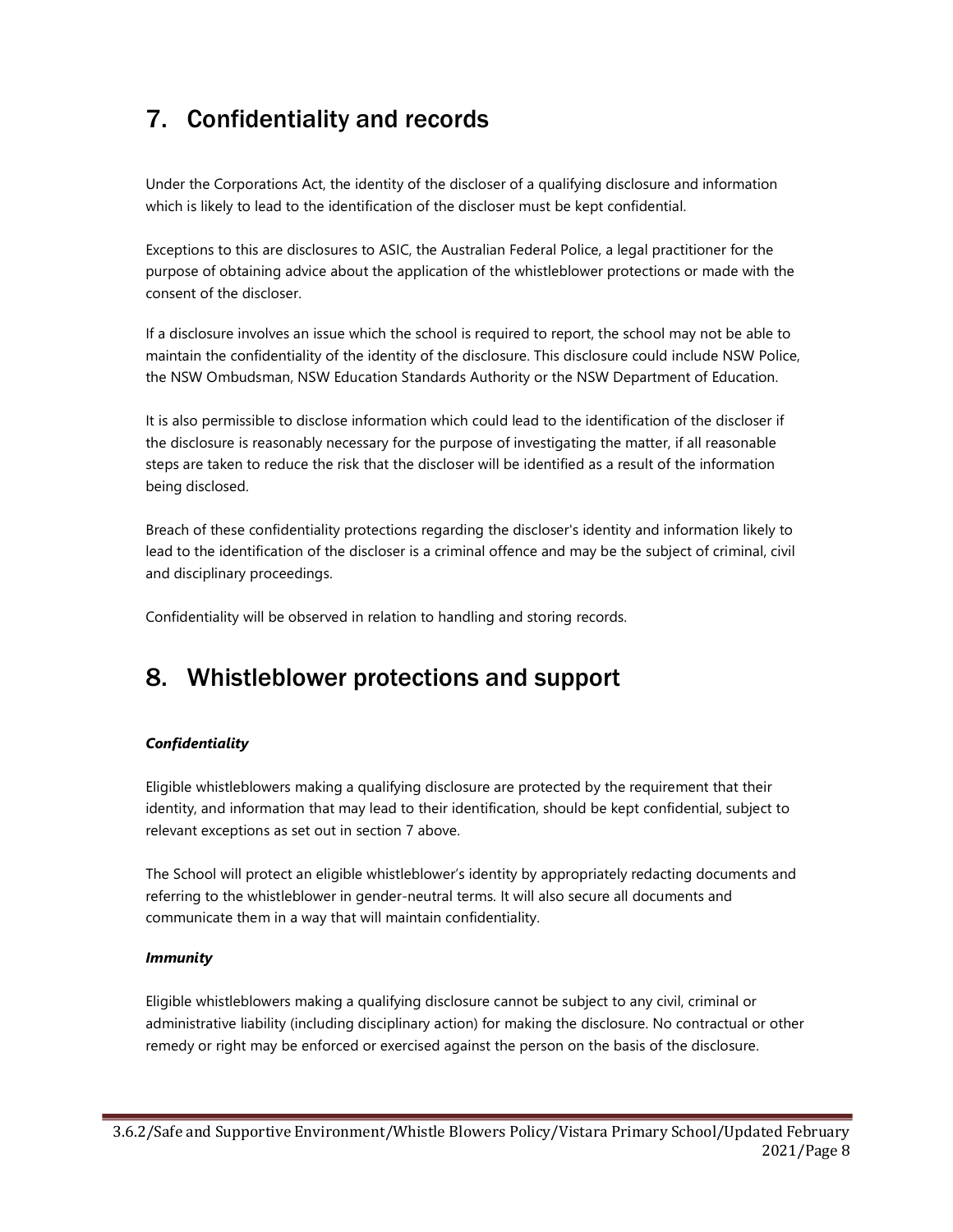## 7. Confidentiality and records

Under the Corporations Act, the identity of the discloser of a qualifying disclosure and information which is likely to lead to the identification of the discloser must be kept confidential.

Exceptions to this are disclosures to ASIC, the Australian Federal Police, a legal practitioner for the purpose of obtaining advice about the application of the whistleblower protections or made with the consent of the discloser.

If a disclosure involves an issue which the school is required to report, the school may not be able to maintain the confidentiality of the identity of the disclosure. This disclosure could include NSW Police, the NSW Ombudsman, NSW Education Standards Authority or the NSW Department of Education.

It is also permissible to disclose information which could lead to the identification of the discloser if the disclosure is reasonably necessary for the purpose of investigating the matter, if all reasonable steps are taken to reduce the risk that the discloser will be identified as a result of the information being disclosed.

Breach of these confidentiality protections regarding the discloser's identity and information likely to lead to the identification of the discloser is a criminal offence and may be the subject of criminal, civil and disciplinary proceedings.

Confidentiality will be observed in relation to handling and storing records.

## 8. Whistleblower protections and support

***Confidentiality***

Eligible whistleblowers making a qualifying disclosure are protected by the requirement that their identity, and information that may lead to their identification, should be kept confidential, subject to relevant exceptions as set out in section 7 above.

The School will protect an eligible whistleblower's identity by appropriately redacting documents and referring to the whistleblower in gender-neutral terms. It will also secure all documents and communicate them in a way that will maintain confidentiality.

***Immunity***

Eligible whistleblowers making a qualifying disclosure cannot be subject to any civil, criminal or administrative liability (including disciplinary action) for making the disclosure. No contractual or other remedy or right may be enforced or exercised against the person on the basis of the disclosure.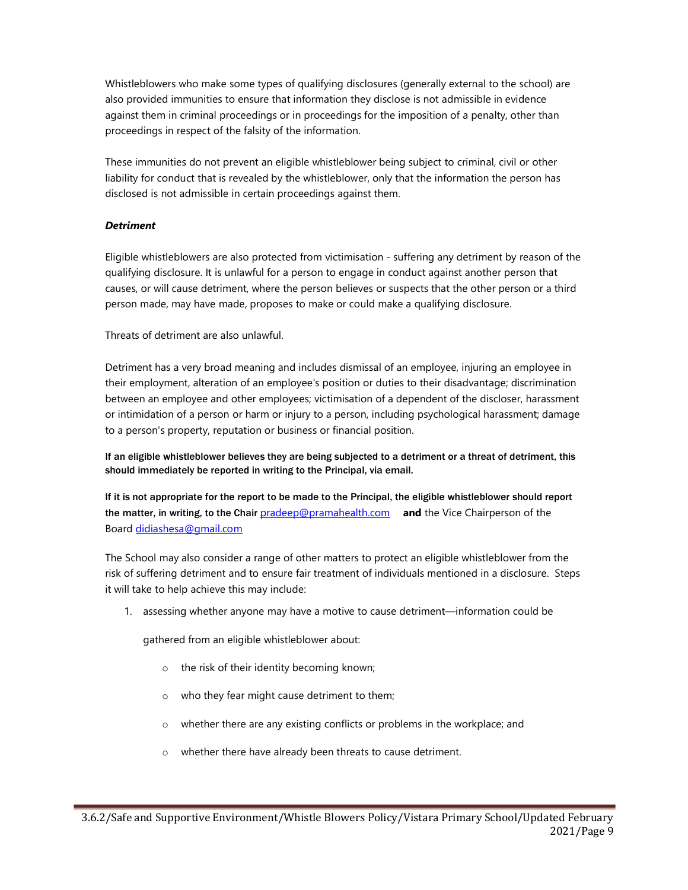Whistleblowers who make some types of qualifying disclosures (generally external to the school) are also provided immunities to ensure that information they disclose is not admissible in evidence against them in criminal proceedings or in proceedings for the imposition of a penalty, other than proceedings in respect of the falsity of the information.

These immunities do not prevent an eligible whistleblower being subject to criminal, civil or other liability for conduct that is revealed by the whistleblower, only that the information the person has disclosed is not admissible in certain proceedings against them.

***Detriment***

Eligible whistleblowers are also protected from victimisation - suffering any detriment by reason of the qualifying disclosure. It is unlawful for a person to engage in conduct against another person that causes, or will cause detriment, where the person believes or suspects that the other person or a third person made, may have made, proposes to make or could make a qualifying disclosure.

Threats of detriment are also unlawful.

Detriment has a very broad meaning and includes dismissal of an employee, injuring an employee in their employment, alteration of an employee's position or duties to their disadvantage; discrimination between an employee and other employees; victimisation of a dependent of the discloser, harassment or intimidation of a person or harm or injury to a person, including psychological harassment; damage to a person's property, reputation or business or financial position.

**If an eligible whistleblower believes they are being subjected to a detriment or a threat of detriment, this should immediately be reported in writing to the Principal, via email.**

**If it is not appropriate for the report to be made to the Principal, the eligible whistleblower should report the matter, in writing, to the Chair** pradeep@pramahealth.com **and** the Vice Chairperson of the Board didiashesa@gmail.com

The School may also consider a range of other matters to protect an eligible whistleblower from the risk of suffering detriment and to ensure fair treatment of individuals mentioned in a disclosure. Steps it will take to help achieve this may include:

1. assessing whether anyone may have a motive to cause detriment—information could be gathered from an eligible whistleblower about:
   - the risk of their identity becoming known;
   - who they fear might cause detriment to them;
   - whether there are any existing conflicts or problems in the workplace; and
   - whether there have already been threats to cause detriment.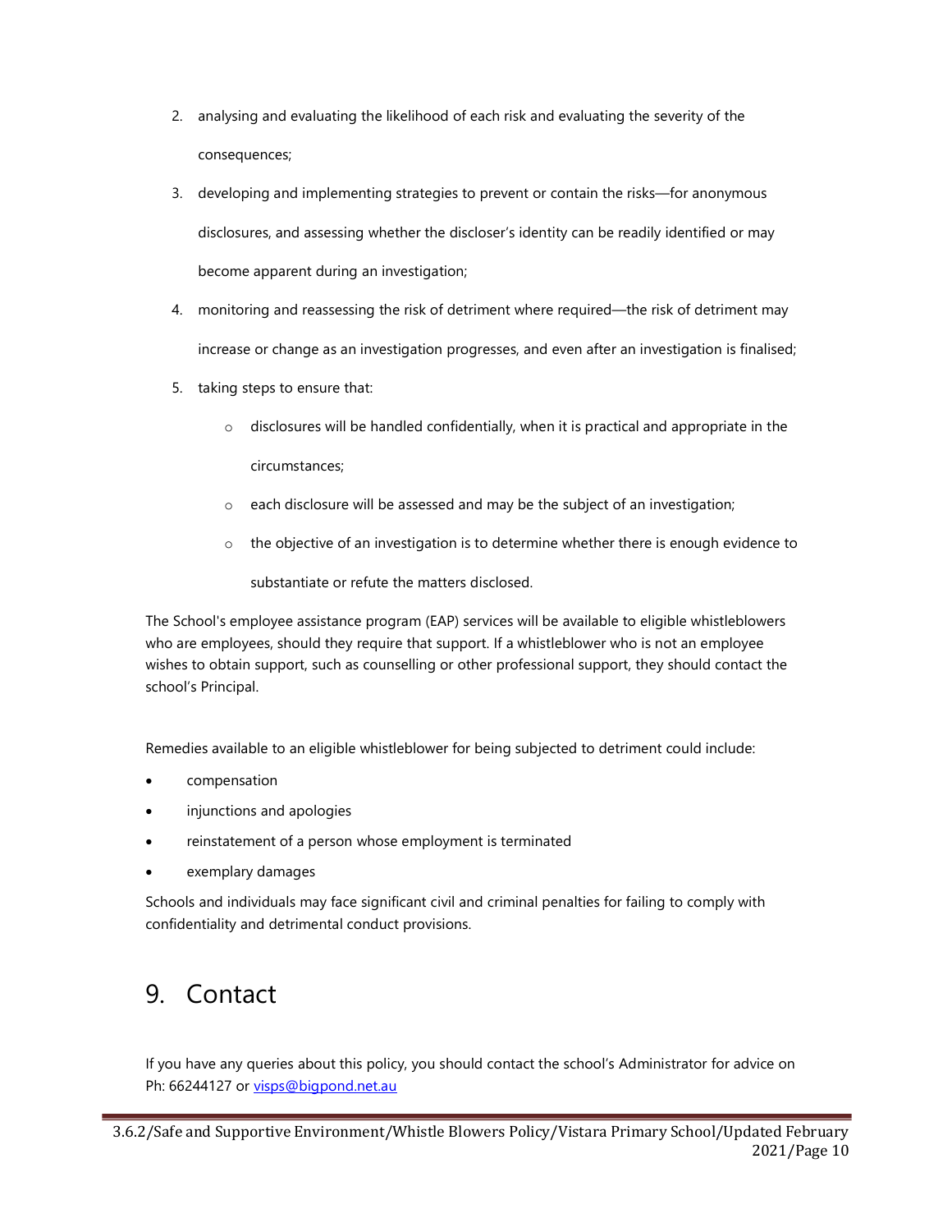2. analysing and evaluating the likelihood of each risk and evaluating the severity of the consequences;
3. developing and implementing strategies to prevent or contain the risks—for anonymous disclosures, and assessing whether the discloser's identity can be readily identified or may become apparent during an investigation;
4. monitoring and reassessing the risk of detriment where required—the risk of detriment may increase or change as an investigation progresses, and even after an investigation is finalised;
5. taking steps to ensure that:
   - disclosures will be handled confidentially, when it is practical and appropriate in the circumstances;
   - each disclosure will be assessed and may be the subject of an investigation;
   - the objective of an investigation is to determine whether there is enough evidence to substantiate or refute the matters disclosed.

The School's employee assistance program (EAP) services will be available to eligible whistleblowers who are employees, should they require that support. If a whistleblower who is not an employee wishes to obtain support, such as counselling or other professional support, they should contact the school's Principal.

Remedies available to an eligible whistleblower for being subjected to detriment could include:

- compensation
- injunctions and apologies
- reinstatement of a person whose employment is terminated
- exemplary damages

Schools and individuals may face significant civil and criminal penalties for failing to comply with confidentiality and detrimental conduct provisions.

# 9. Contact

If you have any queries about this policy, you should contact the school's Administrator for advice on Ph: 66244127 or visps@bigpond.net.au